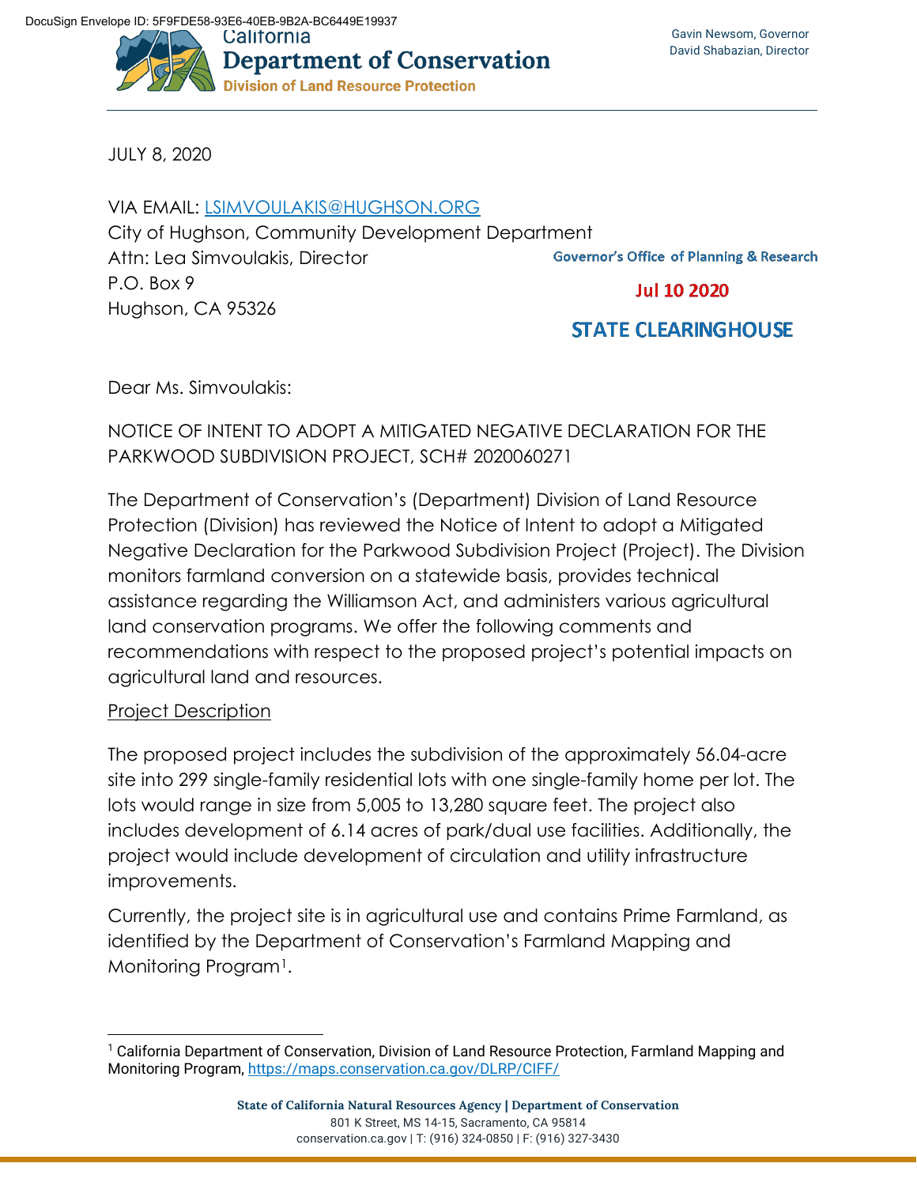DocuSign Envelope ID: 5F9FDE58-93E6-40EB-9B2A-BC6449E19937

California
**Department of Conservation**
Division of Land Resource Protection

Gavin Newsom, Governor
David Shabazian, Director

JULY 8, 2020

VIA EMAIL: LSIMVOULAKIS@HUGHSON.ORG
City of Hughson, Community Development Department
Attn: Lea Simvoulakis, Director
P.O. Box 9
Hughson, CA 95326

Governor's Office of Planning & Research

Jul 10 2020

STATE CLEARINGHOUSE

Dear Ms. Simvoulakis:

NOTICE OF INTENT TO ADOPT A MITIGATED NEGATIVE DECLARATION FOR THE PARKWOOD SUBDIVISION PROJECT, SCH# 2020060271

The Department of Conservation's (Department) Division of Land Resource Protection (Division) has reviewed the Notice of Intent to adopt a Mitigated Negative Declaration for the Parkwood Subdivision Project (Project). The Division monitors farmland conversion on a statewide basis, provides technical assistance regarding the Williamson Act, and administers various agricultural land conservation programs. We offer the following comments and recommendations with respect to the proposed project's potential impacts on agricultural land and resources.

Project Description

The proposed project includes the subdivision of the approximately 56.04-acre site into 299 single-family residential lots with one single-family home per lot. The lots would range in size from 5,005 to 13,280 square feet. The project also includes development of 6.14 acres of park/dual use facilities. Additionally, the project would include development of circulation and utility infrastructure improvements.

Currently, the project site is in agricultural use and contains Prime Farmland, as identified by the Department of Conservation's Farmland Mapping and Monitoring Program[1].

[1] California Department of Conservation, Division of Land Resource Protection, Farmland Mapping and Monitoring Program, https://maps.conservation.ca.gov/DLRP/CIFF/

State of California Natural Resources Agency | Department of Conservation
801 K Street, MS 14-15, Sacramento, CA 95814
conservation.ca.gov | T: (916) 324-0850 | F: (916) 327-3430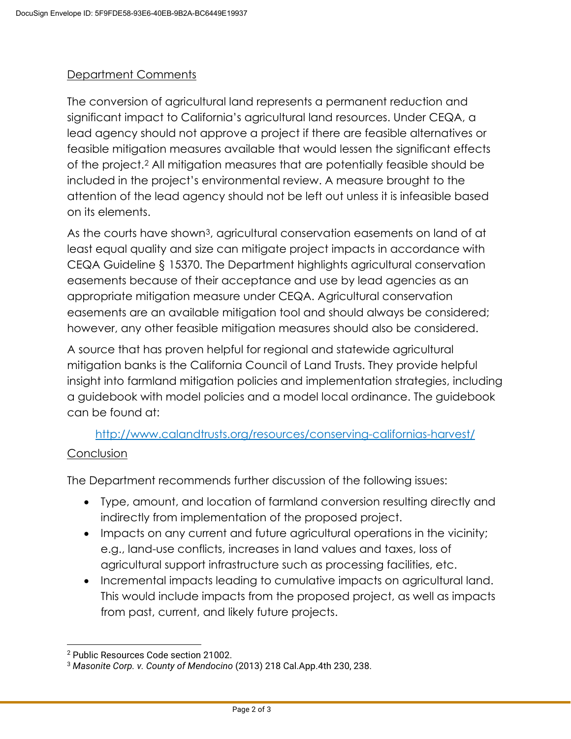Department Comments

The conversion of agricultural land represents a permanent reduction and significant impact to California's agricultural land resources. Under CEQA, a lead agency should not approve a project if there are feasible alternatives or feasible mitigation measures available that would lessen the significant effects of the project.[2] All mitigation measures that are potentially feasible should be included in the project's environmental review. A measure brought to the attention of the lead agency should not be left out unless it is infeasible based on its elements.

As the courts have shown[3], agricultural conservation easements on land of at least equal quality and size can mitigate project impacts in accordance with CEQA Guideline § 15370. The Department highlights agricultural conservation easements because of their acceptance and use by lead agencies as an appropriate mitigation measure under CEQA. Agricultural conservation easements are an available mitigation tool and should always be considered; however, any other feasible mitigation measures should also be considered.

A source that has proven helpful for regional and statewide agricultural mitigation banks is the California Council of Land Trusts. They provide helpful insight into farmland mitigation policies and implementation strategies, including a guidebook with model policies and a model local ordinance. The guidebook can be found at:

http://www.calandtrusts.org/resources/conserving-californias-harvest/

Conclusion

The Department recommends further discussion of the following issues:

- Type, amount, and location of farmland conversion resulting directly and indirectly from implementation of the proposed project.
- Impacts on any current and future agricultural operations in the vicinity; e.g., land-use conflicts, increases in land values and taxes, loss of agricultural support infrastructure such as processing facilities, etc.
- Incremental impacts leading to cumulative impacts on agricultural land. This would include impacts from the proposed project, as well as impacts from past, current, and likely future projects.

---

[2] Public Resources Code section 21002.

[3] *Masonite Corp. v. County of Mendocino* (2013) 218 Cal.App.4th 230, 238.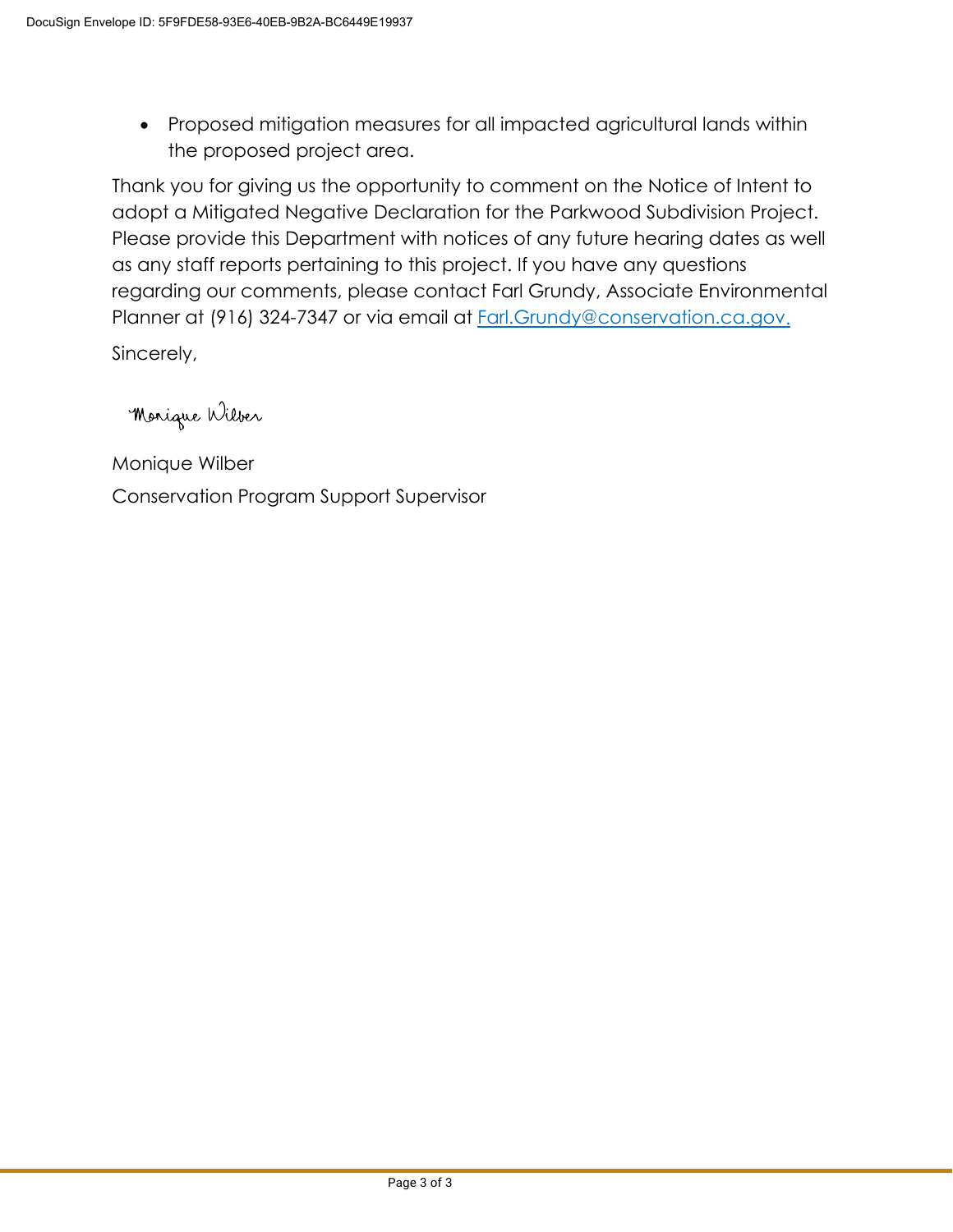- Proposed mitigation measures for all impacted agricultural lands within the proposed project area.

Thank you for giving us the opportunity to comment on the Notice of Intent to adopt a Mitigated Negative Declaration for the Parkwood Subdivision Project. Please provide this Department with notices of any future hearing dates as well as any staff reports pertaining to this project. If you have any questions regarding our comments, please contact Farl Grundy, Associate Environmental Planner at (916) 324-7347 or via email at Farl.Grundy@conservation.ca.gov.

Sincerely,

Monique Wilber

Monique Wilber
Conservation Program Support Supervisor